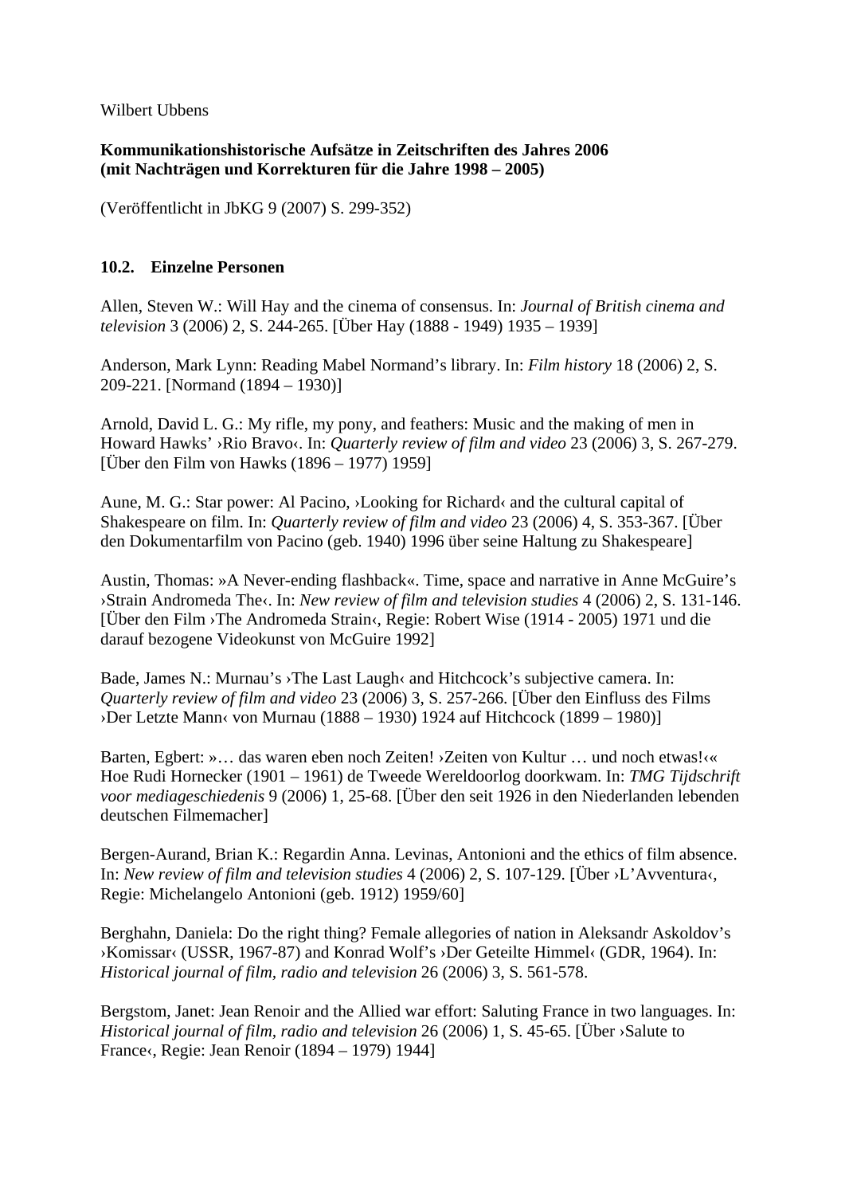Wilbert Ubbens

**Kommunikationshistorische Aufsätze in Zeitschriften des Jahres 2006**
**(mit Nachträgen und Korrekturen für die Jahre 1998 – 2005)**

(Veröffentlicht in JbKG 9 (2007) S. 299-352)

## 10.2. Einzelne Personen

Allen, Steven W.: Will Hay and the cinema of consensus. In: *Journal of British cinema and television* 3 (2006) 2, S. 244-265. [Über Hay (1888 - 1949) 1935 – 1939]

Anderson, Mark Lynn: Reading Mabel Normand's library. In: *Film history* 18 (2006) 2, S. 209-221. [Normand (1894 – 1930)]

Arnold, David L. G.: My rifle, my pony, and feathers: Music and the making of men in Howard Hawks' ›Rio Bravo‹. In: *Quarterly review of film and video* 23 (2006) 3, S. 267-279. [Über den Film von Hawks (1896 – 1977) 1959]

Aune, M. G.: Star power: Al Pacino, ›Looking for Richard‹ and the cultural capital of Shakespeare on film. In: *Quarterly review of film and video* 23 (2006) 4, S. 353-367. [Über den Dokumentarfilm von Pacino (geb. 1940) 1996 über seine Haltung zu Shakespeare]

Austin, Thomas: »A Never-ending flashback«. Time, space and narrative in Anne McGuire's ›Strain Andromeda The‹. In: *New review of film and television studies* 4 (2006) 2, S. 131-146. [Über den Film ›The Andromeda Strain‹, Regie: Robert Wise (1914 - 2005) 1971 und die darauf bezogene Videokunst von McGuire 1992]

Bade, James N.: Murnau's ›The Last Laugh‹ and Hitchcock's subjective camera. In: *Quarterly review of film and video* 23 (2006) 3, S. 257-266. [Über den Einfluss des Films ›Der Letzte Mann‹ von Murnau (1888 – 1930) 1924 auf Hitchcock (1899 – 1980)]

Barten, Egbert: »… das waren eben noch Zeiten! ›Zeiten von Kultur … und noch etwas!‹« Hoe Rudi Hornecker (1901 – 1961) de Tweede Wereldoorlog doorkwam. In: *TMG Tijdschrift voor mediageschiedenis* 9 (2006) 1, 25-68. [Über den seit 1926 in den Niederlanden lebenden deutschen Filmemacher]

Bergen-Aurand, Brian K.: Regardin Anna. Levinas, Antonioni and the ethics of film absence. In: *New review of film and television studies* 4 (2006) 2, S. 107-129. [Über ›L'Avventura‹, Regie: Michelangelo Antonioni (geb. 1912) 1959/60]

Berghahn, Daniela: Do the right thing? Female allegories of nation in Aleksandr Askoldov's ›Komissar‹ (USSR, 1967-87) and Konrad Wolf's ›Der Geteilte Himmel‹ (GDR, 1964). In: *Historical journal of film, radio and television* 26 (2006) 3, S. 561-578.

Bergstom, Janet: Jean Renoir and the Allied war effort: Saluting France in two languages. In: *Historical journal of film, radio and television* 26 (2006) 1, S. 45-65. [Über ›Salute to France‹, Regie: Jean Renoir (1894 – 1979) 1944]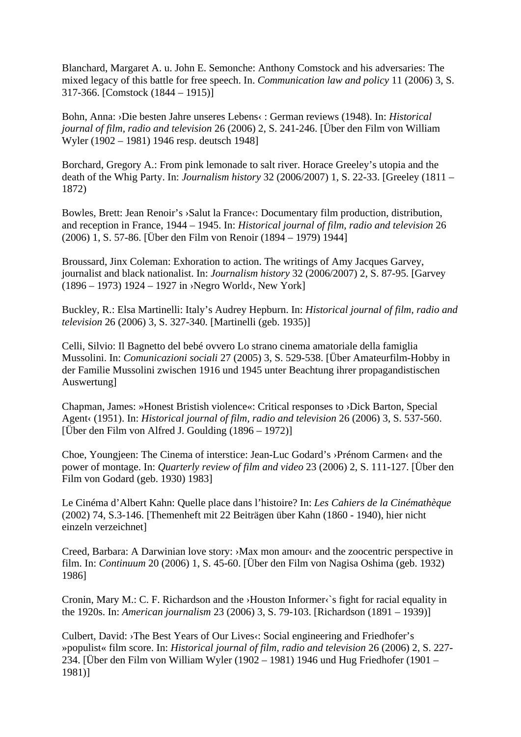Blanchard, Margaret A. u. John E. Semonche: Anthony Comstock and his adversaries: The mixed legacy of this battle for free speech. In: *Communication law and policy* 11 (2006) 3, S. 317-366. [Comstock (1844 – 1915)]

Bohn, Anna: ›Die besten Jahre unseres Lebens‹ : German reviews (1948). In: *Historical journal of film, radio and television* 26 (2006) 2, S. 241-246. [Über den Film von William Wyler (1902 – 1981) 1946 resp. deutsch 1948]

Borchard, Gregory A.: From pink lemonade to salt river. Horace Greeley's utopia and the death of the Whig Party. In: *Journalism history* 32 (2006/2007) 1, S. 22-33. [Greeley (1811 – 1872)

Bowles, Brett: Jean Renoir's ›Salut la France‹: Documentary film production, distribution, and reception in France, 1944 – 1945. In: *Historical journal of film, radio and television* 26 (2006) 1, S. 57-86. [Über den Film von Renoir (1894 – 1979) 1944]

Broussard, Jinx Coleman: Exhoration to action. The writings of Amy Jacques Garvey, journalist and black nationalist. In: *Journalism history* 32 (2006/2007) 2, S. 87-95. [Garvey (1896 – 1973) 1924 – 1927 in ›Negro World‹, New York]

Buckley, R.: Elsa Martinelli: Italy's Audrey Hepburn. In: *Historical journal of film, radio and television* 26 (2006) 3, S. 327-340. [Martinelli (geb. 1935)]

Celli, Silvio: Il Bagnetto del bebé ovvero Lo strano cinema amatoriale della famiglia Mussolini. In: *Comunicazioni sociali* 27 (2005) 3, S. 529-538. [Über Amateurfilm-Hobby in der Familie Mussolini zwischen 1916 und 1945 unter Beachtung ihrer propagandistischen Auswertung]

Chapman, James: »Honest Bristish violence«: Critical responses to ›Dick Barton, Special Agent‹ (1951). In: *Historical journal of film, radio and television* 26 (2006) 3, S. 537-560. [Über den Film von Alfred J. Goulding (1896 – 1972)]

Choe, Youngjeen: The Cinema of interstice: Jean-Luc Godard's ›Prénom Carmen‹ and the power of montage. In: *Quarterly review of film and video* 23 (2006) 2, S. 111-127. [Über den Film von Godard (geb. 1930) 1983]

Le Cinéma d'Albert Kahn: Quelle place dans l'histoire? In: *Les Cahiers de la Cinémathèque* (2002) 74, S.3-146. [Themenheft mit 22 Beiträgen über Kahn (1860 - 1940), hier nicht einzeln verzeichnet]

Creed, Barbara: A Darwinian love story: ›Max mon amour‹ and the zoocentric perspective in film. In: *Continuum* 20 (2006) 1, S. 45-60. [Über den Film von Nagisa Oshima (geb. 1932) 1986]

Cronin, Mary M.: C. F. Richardson and the ›Houston Informer‹`s fight for racial equality in the 1920s. In: *American journalism* 23 (2006) 3, S. 79-103. [Richardson (1891 – 1939)]

Culbert, David: ›The Best Years of Our Lives‹: Social engineering and Friedhofer's »populist« film score. In: *Historical journal of film, radio and television* 26 (2006) 2, S. 227-234. [Über den Film von William Wyler (1902 – 1981) 1946 und Hug Friedhofer (1901 – 1981)]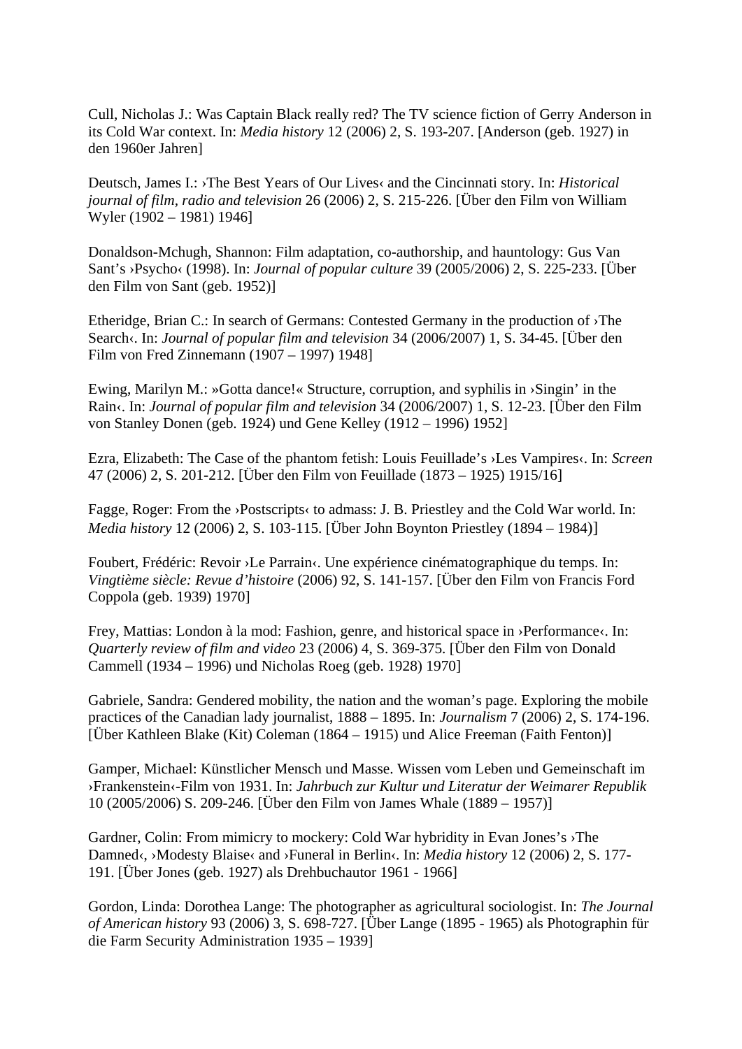Cull, Nicholas J.: Was Captain Black really red? The TV science fiction of Gerry Anderson in its Cold War context. In: *Media history* 12 (2006) 2, S. 193-207. [Anderson (geb. 1927) in den 1960er Jahren]

Deutsch, James I.: ›The Best Years of Our Lives‹ and the Cincinnati story. In: *Historical journal of film, radio and television* 26 (2006) 2, S. 215-226. [Über den Film von William Wyler (1902 – 1981) 1946]

Donaldson-Mchugh, Shannon: Film adaptation, co-authorship, and hauntology: Gus Van Sant's ›Psycho‹ (1998). In: *Journal of popular culture* 39 (2005/2006) 2, S. 225-233. [Über den Film von Sant (geb. 1952)]

Etheridge, Brian C.: In search of Germans: Contested Germany in the production of ›The Search‹. In: *Journal of popular film and television* 34 (2006/2007) 1, S. 34-45. [Über den Film von Fred Zinnemann (1907 – 1997) 1948]

Ewing, Marilyn M.: »Gotta dance!« Structure, corruption, and syphilis in ›Singin' in the Rain‹. In: *Journal of popular film and television* 34 (2006/2007) 1, S. 12-23. [Über den Film von Stanley Donen (geb. 1924) und Gene Kelley (1912 – 1996) 1952]

Ezra, Elizabeth: The Case of the phantom fetish: Louis Feuillade's ›Les Vampires‹. In: *Screen* 47 (2006) 2, S. 201-212. [Über den Film von Feuillade (1873 – 1925) 1915/16]

Fagge, Roger: From the ›Postscripts‹ to admass: J. B. Priestley and the Cold War world. In: *Media history* 12 (2006) 2, S. 103-115. [Über John Boynton Priestley (1894 – 1984)]

Foubert, Frédéric: Revoir ›Le Parrain‹. Une expérience cinématographique du temps. In: *Vingtième siècle: Revue d'histoire* (2006) 92, S. 141-157. [Über den Film von Francis Ford Coppola (geb. 1939) 1970]

Frey, Mattias: London à la mod: Fashion, genre, and historical space in ›Performance‹. In: *Quarterly review of film and video* 23 (2006) 4, S. 369-375. [Über den Film von Donald Cammell (1934 – 1996) und Nicholas Roeg (geb. 1928) 1970]

Gabriele, Sandra: Gendered mobility, the nation and the woman's page. Exploring the mobile practices of the Canadian lady journalist, 1888 – 1895. In: *Journalism* 7 (2006) 2, S. 174-196. [Über Kathleen Blake (Kit) Coleman (1864 – 1915) und Alice Freeman (Faith Fenton)]

Gamper, Michael: Künstlicher Mensch und Masse. Wissen vom Leben und Gemeinschaft im ›Frankenstein‹-Film von 1931. In: *Jahrbuch zur Kultur und Literatur der Weimarer Republik* 10 (2005/2006) S. 209-246. [Über den Film von James Whale (1889 – 1957)]

Gardner, Colin: From mimicry to mockery: Cold War hybridity in Evan Jones's ›The Damned‹, ›Modesty Blaise‹ and ›Funeral in Berlin‹. In: *Media history* 12 (2006) 2, S. 177-191. [Über Jones (geb. 1927) als Drehbuchautor 1961 - 1966]

Gordon, Linda: Dorothea Lange: The photographer as agricultural sociologist. In: *The Journal of American history* 93 (2006) 3, S. 698-727. [Über Lange (1895 - 1965) als Photographin für die Farm Security Administration 1935 – 1939]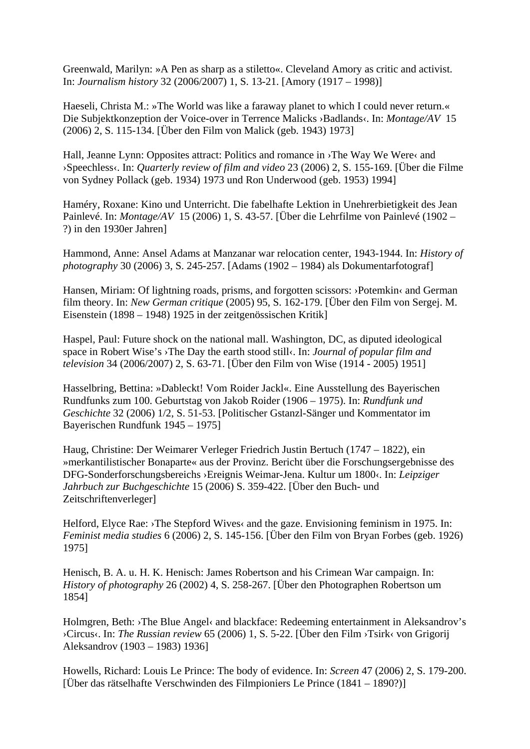Greenwald, Marilyn: »A Pen as sharp as a stiletto«. Cleveland Amory as critic and activist. In: *Journalism history* 32 (2006/2007) 1, S. 13-21. [Amory (1917 – 1998)]

Haeseli, Christa M.: »The World was like a faraway planet to which I could never return.« Die Subjektkonzeption der Voice-over in Terrence Malicks ›Badlands‹. In: *Montage/AV* 15 (2006) 2, S. 115-134. [Über den Film von Malick (geb. 1943) 1973]

Hall, Jeanne Lynn: Opposites attract: Politics and romance in ›The Way We Were‹ and ›Speechless‹. In: *Quarterly review of film and video* 23 (2006) 2, S. 155-169. [Über die Filme von Sydney Pollack (geb. 1934) 1973 und Ron Underwood (geb. 1953) 1994]

Haméry, Roxane: Kino und Unterricht. Die fabelhafte Lektion in Unehrerbietigkeit des Jean Painlevé. In: *Montage/AV* 15 (2006) 1, S. 43-57. [Über die Lehrfilme von Painlevé (1902 – ?) in den 1930er Jahren]

Hammond, Anne: Ansel Adams at Manzanar war relocation center, 1943-1944. In: *History of photography* 30 (2006) 3, S. 245-257. [Adams (1902 – 1984) als Dokumentarfotograf]

Hansen, Miriam: Of lightning roads, prisms, and forgotten scissors: ›Potemkin‹ and German film theory. In: *New German critique* (2005) 95, S. 162-179. [Über den Film von Sergej. M. Eisenstein (1898 – 1948) 1925 in der zeitgenössischen Kritik]

Haspel, Paul: Future shock on the national mall. Washington, DC, as diputed ideological space in Robert Wise's ›The Day the earth stood still‹. In: *Journal of popular film and television* 34 (2006/2007) 2, S. 63-71. [Über den Film von Wise (1914 - 2005) 1951]

Hasselbring, Bettina: »Dableckt! Vom Roider Jackl«. Eine Ausstellung des Bayerischen Rundfunks zum 100. Geburtstag von Jakob Roider (1906 – 1975). In: *Rundfunk und Geschichte* 32 (2006) 1/2, S. 51-53. [Politischer Gstanzl-Sänger und Kommentator im Bayerischen Rundfunk 1945 – 1975]

Haug, Christine: Der Weimarer Verleger Friedrich Justin Bertuch (1747 – 1822), ein »merkantilistischer Bonaparte« aus der Provinz. Bericht über die Forschungsergebnisse des DFG-Sonderforschungsbereichs ›Ereignis Weimar-Jena. Kultur um 1800‹. In: *Leipziger Jahrbuch zur Buchgeschichte* 15 (2006) S. 359-422. [Über den Buch- und Zeitschriftenverleger]

Helford, Elyce Rae: ›The Stepford Wives‹ and the gaze. Envisioning feminism in 1975. In: *Feminist media studies* 6 (2006) 2, S. 145-156. [Über den Film von Bryan Forbes (geb. 1926) 1975]

Henisch, B. A. u. H. K. Henisch: James Robertson and his Crimean War campaign. In: *History of photography* 26 (2002) 4, S. 258-267. [Über den Photographen Robertson um 1854]

Holmgren, Beth: ›The Blue Angel‹ and blackface: Redeeming entertainment in Aleksandrov's ›Circus‹. In: *The Russian review* 65 (2006) 1, S. 5-22. [Über den Film ›Tsirk‹ von Grigorij Aleksandrov (1903 – 1983) 1936]

Howells, Richard: Louis Le Prince: The body of evidence. In: *Screen* 47 (2006) 2, S. 179-200. [Über das rätselhafte Verschwinden des Filmpioniers Le Prince (1841 – 1890?)]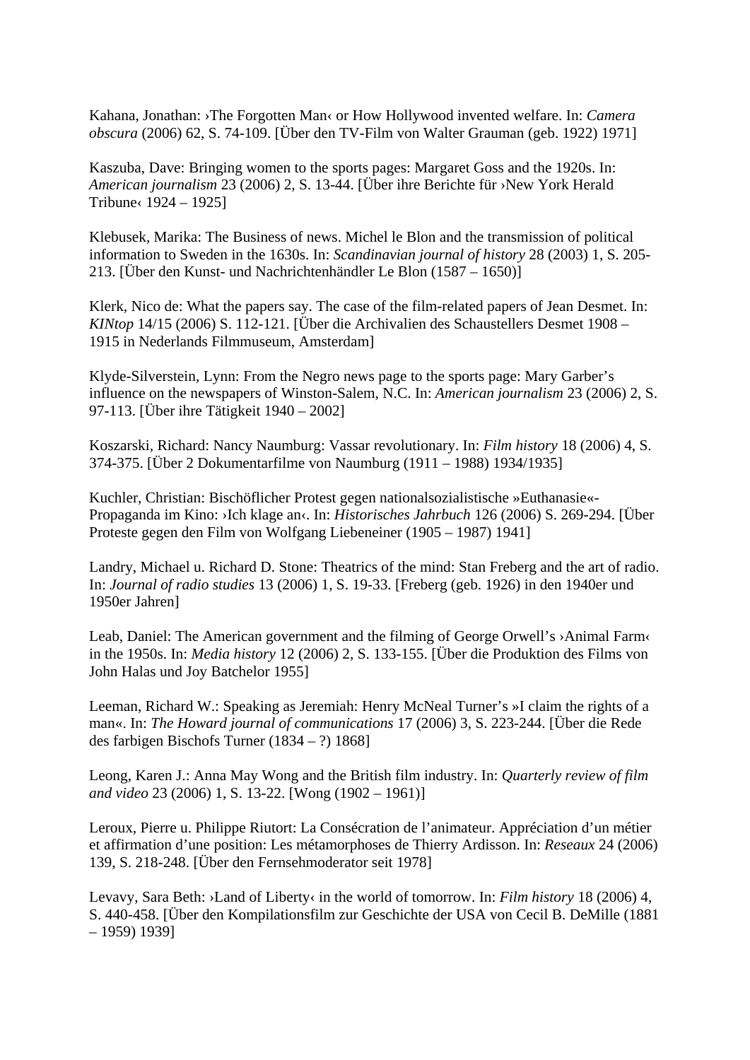Kahana, Jonathan: ›The Forgotten Man‹ or How Hollywood invented welfare. In: *Camera obscura* (2006) 62, S. 74-109. [Über den TV-Film von Walter Grauman (geb. 1922) 1971]

Kaszuba, Dave: Bringing women to the sports pages: Margaret Goss and the 1920s. In: *American journalism* 23 (2006) 2, S. 13-44. [Über ihre Berichte für ›New York Herald Tribune‹ 1924 – 1925]

Klebusek, Marika: The Business of news. Michel le Blon and the transmission of political information to Sweden in the 1630s. In: *Scandinavian journal of history* 28 (2003) 1, S. 205-213. [Über den Kunst- und Nachrichtenhändler Le Blon (1587 – 1650)]

Klerk, Nico de: What the papers say. The case of the film-related papers of Jean Desmet. In: *KINtop* 14/15 (2006) S. 112-121. [Über die Archivalien des Schaustellers Desmet 1908 – 1915 in Nederlands Filmmuseum, Amsterdam]

Klyde-Silverstein, Lynn: From the Negro news page to the sports page: Mary Garber's influence on the newspapers of Winston-Salem, N.C. In: *American journalism* 23 (2006) 2, S. 97-113. [Über ihre Tätigkeit 1940 – 2002]

Koszarski, Richard: Nancy Naumburg: Vassar revolutionary. In: *Film history* 18 (2006) 4, S. 374-375. [Über 2 Dokumentarfilme von Naumburg (1911 – 1988) 1934/1935]

Kuchler, Christian: Bischöflicher Protest gegen nationalsozialistische »Euthanasie«-Propaganda im Kino: ›Ich klage an‹. In: *Historisches Jahrbuch* 126 (2006) S. 269-294. [Über Proteste gegen den Film von Wolfgang Liebeneiner (1905 – 1987) 1941]

Landry, Michael u. Richard D. Stone: Theatrics of the mind: Stan Freberg and the art of radio. In: *Journal of radio studies* 13 (2006) 1, S. 19-33. [Freberg (geb. 1926) in den 1940er und 1950er Jahren]

Leab, Daniel: The American government and the filming of George Orwell's ›Animal Farm‹ in the 1950s. In: *Media history* 12 (2006) 2, S. 133-155. [Über die Produktion des Films von John Halas und Joy Batchelor 1955]

Leeman, Richard W.: Speaking as Jeremiah: Henry McNeal Turner's »I claim the rights of a man«. In: *The Howard journal of communications* 17 (2006) 3, S. 223-244. [Über die Rede des farbigen Bischofs Turner (1834 – ?) 1868]

Leong, Karen J.: Anna May Wong and the British film industry. In: *Quarterly review of film and video* 23 (2006) 1, S. 13-22. [Wong (1902 – 1961)]

Leroux, Pierre u. Philippe Riutort: La Consécration de l'animateur. Appréciation d'un métier et affirmation d'une position: Les métamorphoses de Thierry Ardisson. In: *Reseaux* 24 (2006) 139, S. 218-248. [Über den Fernsehmoderator seit 1978]

Levavy, Sara Beth: ›Land of Liberty‹ in the world of tomorrow. In: *Film history* 18 (2006) 4, S. 440-458. [Über den Kompilationsfilm zur Geschichte der USA von Cecil B. DeMille (1881 – 1959) 1939]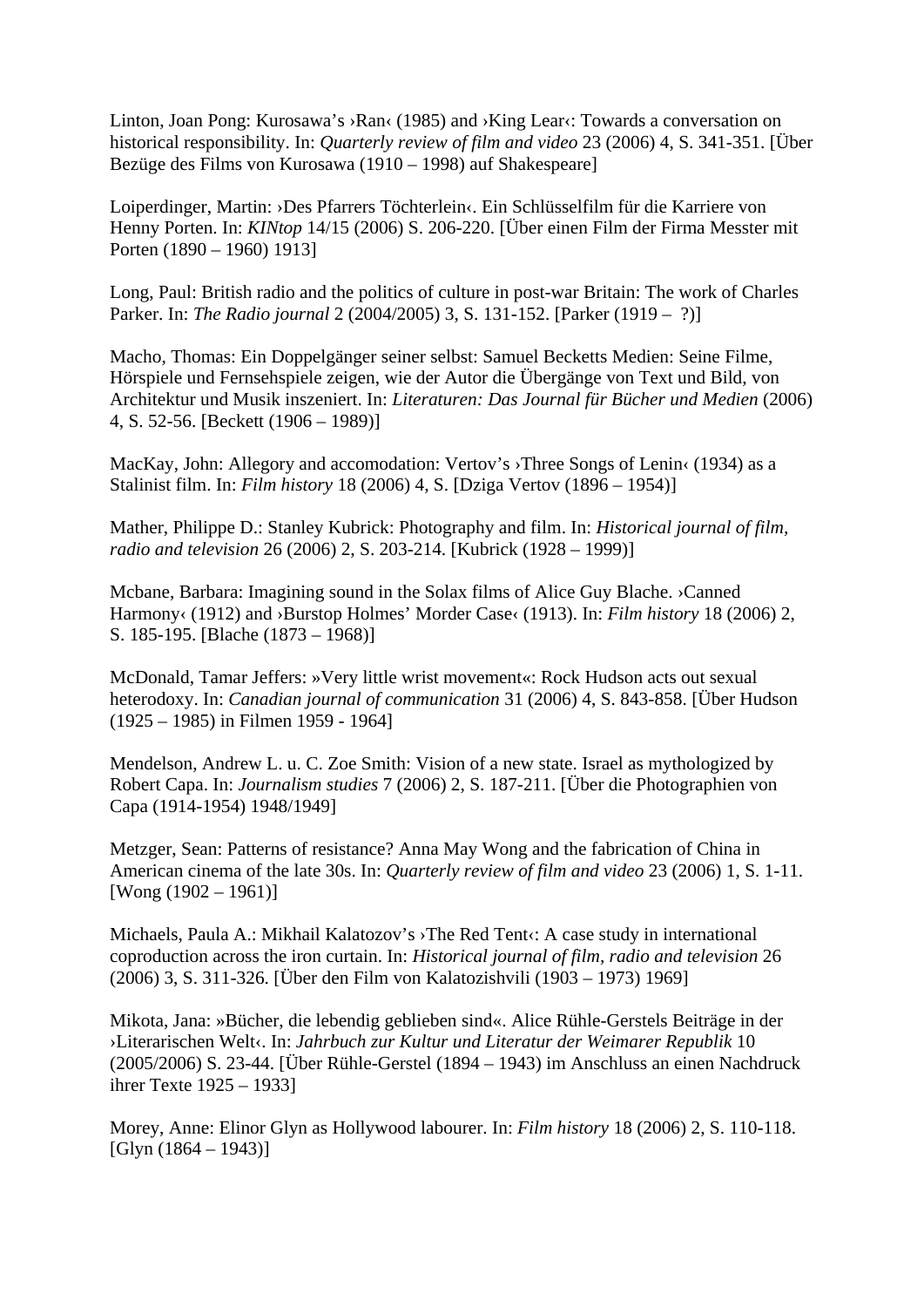Linton, Joan Pong: Kurosawa's ›Ran‹ (1985) and ›King Lear‹: Towards a conversation on historical responsibility. In: *Quarterly review of film and video* 23 (2006) 4, S. 341-351. [Über Bezüge des Films von Kurosawa (1910 – 1998) auf Shakespeare]

Loiperdinger, Martin: ›Des Pfarrers Töchterlein‹. Ein Schlüsselfilm für die Karriere von Henny Porten. In: *KINtop* 14/15 (2006) S. 206-220. [Über einen Film der Firma Messter mit Porten (1890 – 1960) 1913]

Long, Paul: British radio and the politics of culture in post-war Britain: The work of Charles Parker. In: *The Radio journal* 2 (2004/2005) 3, S. 131-152. [Parker (1919 – ?)]

Macho, Thomas: Ein Doppelgänger seiner selbst: Samuel Becketts Medien: Seine Filme, Hörspiele und Fernsehspiele zeigen, wie der Autor die Übergänge von Text und Bild, von Architektur und Musik inszeniert. In: *Literaturen: Das Journal für Bücher und Medien* (2006) 4, S. 52-56. [Beckett (1906 – 1989)]

MacKay, John: Allegory and accomodation: Vertov's ›Three Songs of Lenin‹ (1934) as a Stalinist film. In: *Film history* 18 (2006) 4, S. [Dziga Vertov (1896 – 1954)]

Mather, Philippe D.: Stanley Kubrick: Photography and film. In: *Historical journal of film, radio and television* 26 (2006) 2, S. 203-214. [Kubrick (1928 – 1999)]

Mcbane, Barbara: Imagining sound in the Solax films of Alice Guy Blache. ›Canned Harmony‹ (1912) and ›Burstop Holmes' Morder Case‹ (1913). In: *Film history* 18 (2006) 2, S. 185-195. [Blache (1873 – 1968)]

McDonald, Tamar Jeffers: »Very little wrist movement«: Rock Hudson acts out sexual heterodoxy. In: *Canadian journal of communication* 31 (2006) 4, S. 843-858. [Über Hudson (1925 – 1985) in Filmen 1959 - 1964]

Mendelson, Andrew L. u. C. Zoe Smith: Vision of a new state. Israel as mythologized by Robert Capa. In: *Journalism studies* 7 (2006) 2, S. 187-211. [Über die Photographien von Capa (1914-1954) 1948/1949]

Metzger, Sean: Patterns of resistance? Anna May Wong and the fabrication of China in American cinema of the late 30s. In: *Quarterly review of film and video* 23 (2006) 1, S. 1-11. [Wong (1902 – 1961)]

Michaels, Paula A.: Mikhail Kalatozov's ›The Red Tent‹: A case study in international coproduction across the iron curtain. In: *Historical journal of film, radio and television* 26 (2006) 3, S. 311-326. [Über den Film von Kalatozishvili (1903 – 1973) 1969]

Mikota, Jana: »Bücher, die lebendig geblieben sind«. Alice Rühle-Gerstels Beiträge in der ›Literarischen Welt‹. In: *Jahrbuch zur Kultur und Literatur der Weimarer Republik* 10 (2005/2006) S. 23-44. [Über Rühle-Gerstel (1894 – 1943) im Anschluss an einen Nachdruck ihrer Texte 1925 – 1933]

Morey, Anne: Elinor Glyn as Hollywood labourer. In: *Film history* 18 (2006) 2, S. 110-118. [Glyn (1864 – 1943)]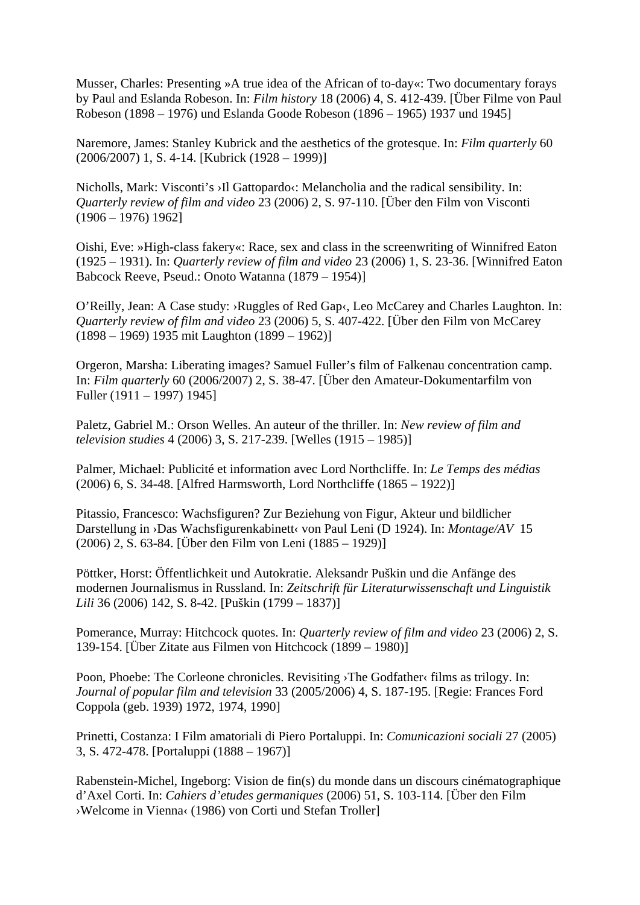Musser, Charles: Presenting »A true idea of the African of to-day«: Two documentary forays by Paul and Eslanda Robeson. In: *Film history* 18 (2006) 4, S. 412-439. [Über Filme von Paul Robeson (1898 – 1976) und Eslanda Goode Robeson (1896 – 1965) 1937 und 1945]

Naremore, James: Stanley Kubrick and the aesthetics of the grotesque. In: *Film quarterly* 60 (2006/2007) 1, S. 4-14. [Kubrick (1928 – 1999)]

Nicholls, Mark: Visconti's ›Il Gattopardo‹: Melancholia and the radical sensibility. In: *Quarterly review of film and video* 23 (2006) 2, S. 97-110. [Über den Film von Visconti (1906 – 1976) 1962]

Oishi, Eve: »High-class fakery«: Race, sex and class in the screenwriting of Winnifred Eaton (1925 – 1931). In: *Quarterly review of film and video* 23 (2006) 1, S. 23-36. [Winnifred Eaton Babcock Reeve, Pseud.: Onoto Watanna (1879 – 1954)]

O'Reilly, Jean: A Case study: ›Ruggles of Red Gap‹, Leo McCarey and Charles Laughton. In: *Quarterly review of film and video* 23 (2006) 5, S. 407-422. [Über den Film von McCarey (1898 – 1969) 1935 mit Laughton (1899 – 1962)]

Orgeron, Marsha: Liberating images? Samuel Fuller's film of Falkenau concentration camp. In: *Film quarterly* 60 (2006/2007) 2, S. 38-47. [Über den Amateur-Dokumentarfilm von Fuller (1911 – 1997) 1945]

Paletz, Gabriel M.: Orson Welles. An auteur of the thriller. In: *New review of film and television studies* 4 (2006) 3, S. 217-239. [Welles (1915 – 1985)]

Palmer, Michael: Publicité et information avec Lord Northcliffe. In: *Le Temps des médias* (2006) 6, S. 34-48. [Alfred Harmsworth, Lord Northcliffe (1865 – 1922)]

Pitassio, Francesco: Wachsfiguren? Zur Beziehung von Figur, Akteur und bildlicher Darstellung in ›Das Wachsfigurenkabinett‹ von Paul Leni (D 1924). In: *Montage/AV* 15 (2006) 2, S. 63-84. [Über den Film von Leni (1885 – 1929)]

Pöttker, Horst: Öffentlichkeit und Autokratie. Aleksandr Puškin und die Anfänge des modernen Journalismus in Russland. In: *Zeitschrift für Literaturwissenschaft und Linguistik Lili* 36 (2006) 142, S. 8-42. [Puškin (1799 – 1837)]

Pomerance, Murray: Hitchcock quotes. In: *Quarterly review of film and video* 23 (2006) 2, S. 139-154. [Über Zitate aus Filmen von Hitchcock (1899 – 1980)]

Poon, Phoebe: The Corleone chronicles. Revisiting ›The Godfather‹ films as trilogy. In: *Journal of popular film and television* 33 (2005/2006) 4, S. 187-195. [Regie: Frances Ford Coppola (geb. 1939) 1972, 1974, 1990]

Prinetti, Costanza: I Film amatoriali di Piero Portaluppi. In: *Comunicazioni sociali* 27 (2005) 3, S. 472-478. [Portaluppi (1888 – 1967)]

Rabenstein-Michel, Ingeborg: Vision de fin(s) du monde dans un discours cinématographique d'Axel Corti. In: *Cahiers d'etudes germaniques* (2006) 51, S. 103-114. [Über den Film ›Welcome in Vienna‹ (1986) von Corti und Stefan Troller]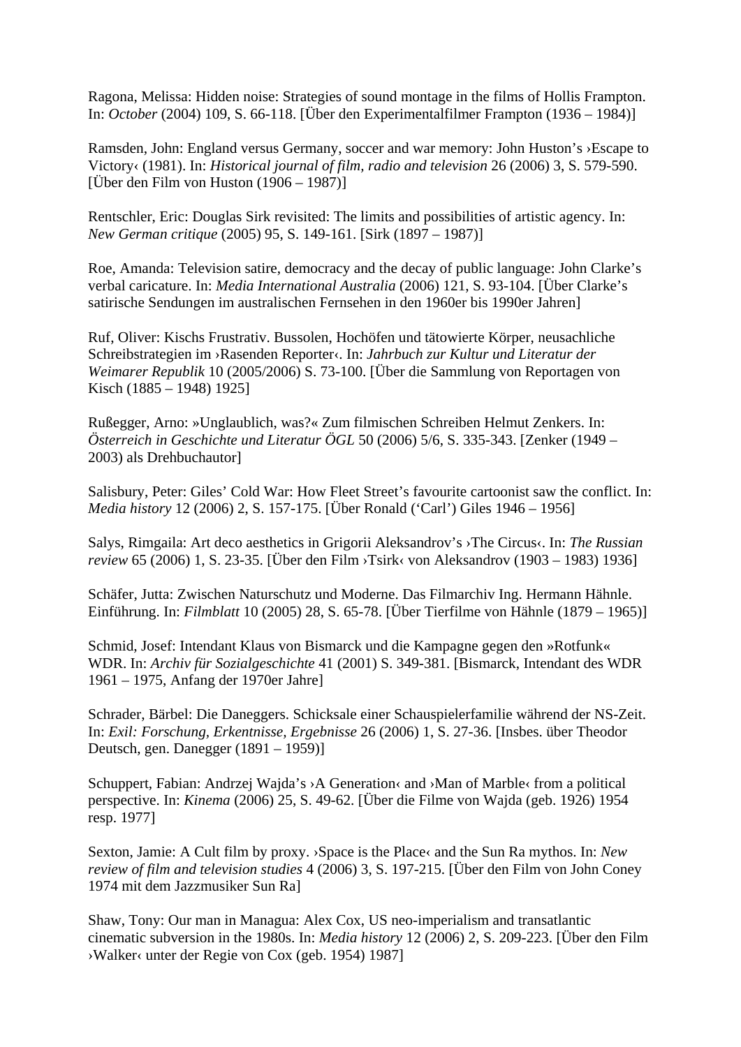Ragona, Melissa: Hidden noise: Strategies of sound montage in the films of Hollis Frampton. In: *October* (2004) 109, S. 66-118. [Über den Experimentalfilmer Frampton (1936 – 1984)]

Ramsden, John: England versus Germany, soccer and war memory: John Huston's ›Escape to Victory‹ (1981). In: *Historical journal of film, radio and television* 26 (2006) 3, S. 579-590. [Über den Film von Huston (1906 – 1987)]

Rentschler, Eric: Douglas Sirk revisited: The limits and possibilities of artistic agency. In: *New German critique* (2005) 95, S. 149-161. [Sirk (1897 – 1987)]

Roe, Amanda: Television satire, democracy and the decay of public language: John Clarke's verbal caricature. In: *Media International Australia* (2006) 121, S. 93-104. [Über Clarke's satirische Sendungen im australischen Fernsehen in den 1960er bis 1990er Jahren]

Ruf, Oliver: Kischs Frustrativ. Bussolen, Hochöfen und tätowierte Körper, neusachliche Schreibstrategien im ›Rasenden Reporter‹. In: *Jahrbuch zur Kultur und Literatur der Weimarer Republik* 10 (2005/2006) S. 73-100. [Über die Sammlung von Reportagen von Kisch (1885 – 1948) 1925]

Rußegger, Arno: »Unglaublich, was?« Zum filmischen Schreiben Helmut Zenkers. In: *Österreich in Geschichte und Literatur ÖGL* 50 (2006) 5/6, S. 335-343. [Zenker (1949 – 2003) als Drehbuchautor]

Salisbury, Peter: Giles' Cold War: How Fleet Street's favourite cartoonist saw the conflict. In: *Media history* 12 (2006) 2, S. 157-175. [Über Ronald ('Carl') Giles 1946 – 1956]

Salys, Rimgaila: Art deco aesthetics in Grigorii Aleksandrov's ›The Circus‹. In: *The Russian review* 65 (2006) 1, S. 23-35. [Über den Film ›Tsirk‹ von Aleksandrov (1903 – 1983) 1936]

Schäfer, Jutta: Zwischen Naturschutz und Moderne. Das Filmarchiv Ing. Hermann Hähnle. Einführung. In: *Filmblatt* 10 (2005) 28, S. 65-78. [Über Tierfilme von Hähnle (1879 – 1965)]

Schmid, Josef: Intendant Klaus von Bismarck und die Kampagne gegen den »Rotfunk« WDR. In: *Archiv für Sozialgeschichte* 41 (2001) S. 349-381. [Bismarck, Intendant des WDR 1961 – 1975, Anfang der 1970er Jahre]

Schrader, Bärbel: Die Daneggers. Schicksale einer Schauspielerfamilie während der NS-Zeit. In: *Exil: Forschung, Erkentnisse, Ergebnisse* 26 (2006) 1, S. 27-36. [Insbes. über Theodor Deutsch, gen. Danegger (1891 – 1959)]

Schuppert, Fabian: Andrzej Wajda's ›A Generation‹ and ›Man of Marble‹ from a political perspective. In: *Kinema* (2006) 25, S. 49-62. [Über die Filme von Wajda (geb. 1926) 1954 resp. 1977]

Sexton, Jamie: A Cult film by proxy. ›Space is the Place‹ and the Sun Ra mythos. In: *New review of film and television studies* 4 (2006) 3, S. 197-215. [Über den Film von John Coney 1974 mit dem Jazzmusiker Sun Ra]

Shaw, Tony: Our man in Managua: Alex Cox, US neo-imperialism and transatlantic cinematic subversion in the 1980s. In: *Media history* 12 (2006) 2, S. 209-223. [Über den Film ›Walker‹ unter der Regie von Cox (geb. 1954) 1987]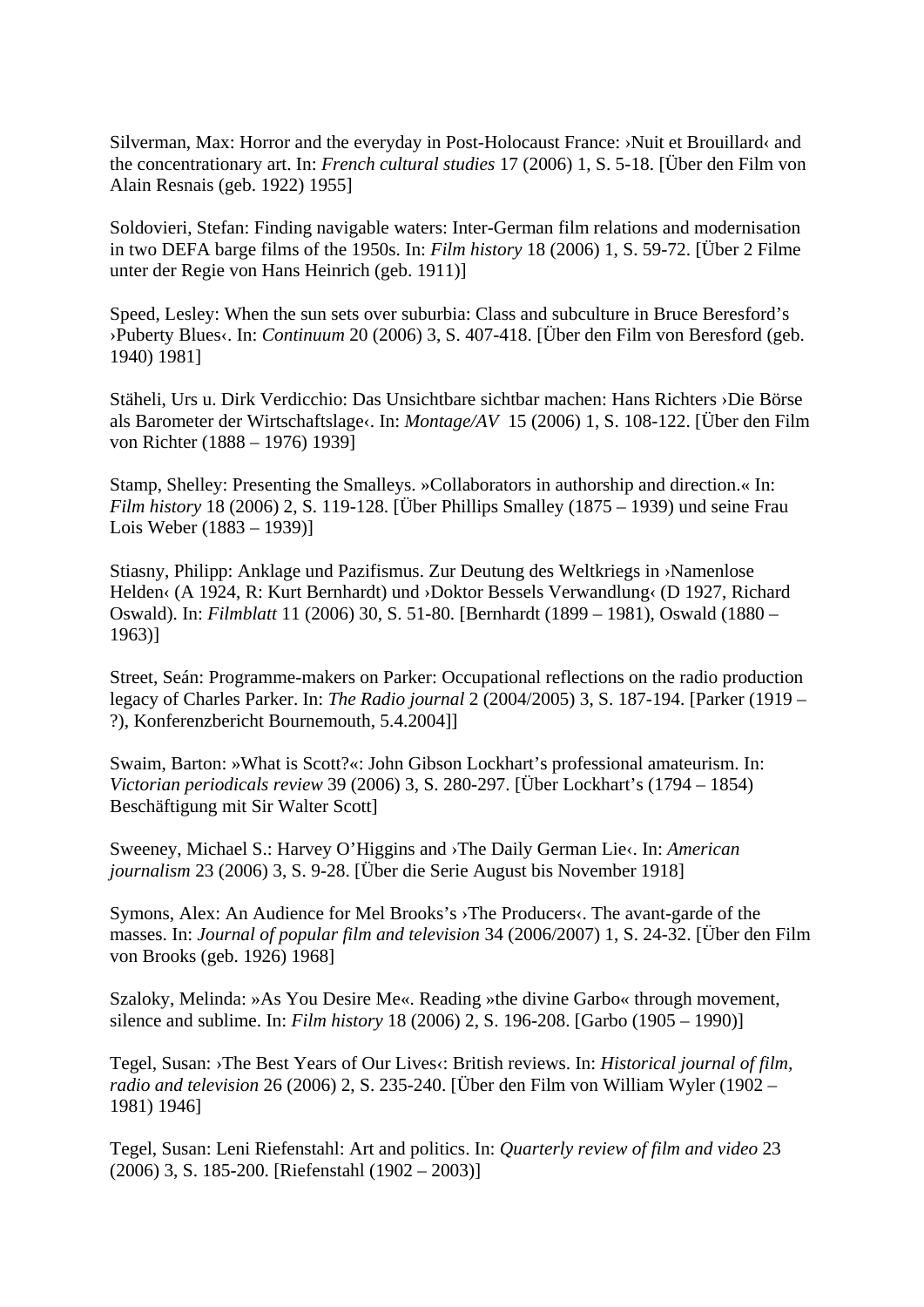Silverman, Max: Horror and the everyday in Post-Holocaust France: ›Nuit et Brouillard‹ and the concentrationary art. In: *French cultural studies* 17 (2006) 1, S. 5-18. [Über den Film von Alain Resnais (geb. 1922) 1955]

Soldovieri, Stefan: Finding navigable waters: Inter-German film relations and modernisation in two DEFA barge films of the 1950s. In: *Film history* 18 (2006) 1, S. 59-72. [Über 2 Filme unter der Regie von Hans Heinrich (geb. 1911)]

Speed, Lesley: When the sun sets over suburbia: Class and subculture in Bruce Beresford's ›Puberty Blues‹. In: *Continuum* 20 (2006) 3, S. 407-418. [Über den Film von Beresford (geb. 1940) 1981]

Stäheli, Urs u. Dirk Verdicchio: Das Unsichtbare sichtbar machen: Hans Richters ›Die Börse als Barometer der Wirtschaftslage‹. In: *Montage/AV* 15 (2006) 1, S. 108-122. [Über den Film von Richter (1888 – 1976) 1939]

Stamp, Shelley: Presenting the Smalleys. »Collaborators in authorship and direction.« In: *Film history* 18 (2006) 2, S. 119-128. [Über Phillips Smalley (1875 – 1939) und seine Frau Lois Weber (1883 – 1939)]

Stiasny, Philipp: Anklage und Pazifismus. Zur Deutung des Weltkriegs in ›Namenlose Helden‹ (A 1924, R: Kurt Bernhardt) und ›Doktor Bessels Verwandlung‹ (D 1927, Richard Oswald). In: *Filmblatt* 11 (2006) 30, S. 51-80. [Bernhardt (1899 – 1981), Oswald (1880 – 1963)]

Street, Seán: Programme-makers on Parker: Occupational reflections on the radio production legacy of Charles Parker. In: *The Radio journal* 2 (2004/2005) 3, S. 187-194. [Parker (1919 – ?), Konferenzbericht Bournemouth, 5.4.2004]]

Swaim, Barton: »What is Scott?«: John Gibson Lockhart's professional amateurism. In: *Victorian periodicals review* 39 (2006) 3, S. 280-297. [Über Lockhart's (1794 – 1854) Beschäftigung mit Sir Walter Scott]

Sweeney, Michael S.: Harvey O'Higgins and ›The Daily German Lie‹. In: *American journalism* 23 (2006) 3, S. 9-28. [Über die Serie August bis November 1918]

Symons, Alex: An Audience for Mel Brooks's ›The Producers‹. The avant-garde of the masses. In: *Journal of popular film and television* 34 (2006/2007) 1, S. 24-32. [Über den Film von Brooks (geb. 1926) 1968]

Szaloky, Melinda: »As You Desire Me«. Reading »the divine Garbo« through movement, silence and sublime. In: *Film history* 18 (2006) 2, S. 196-208. [Garbo (1905 – 1990)]

Tegel, Susan: ›The Best Years of Our Lives‹: British reviews. In: *Historical journal of film, radio and television* 26 (2006) 2, S. 235-240. [Über den Film von William Wyler (1902 – 1981) 1946]

Tegel, Susan: Leni Riefenstahl: Art and politics. In: *Quarterly review of film and video* 23 (2006) 3, S. 185-200. [Riefenstahl (1902 – 2003)]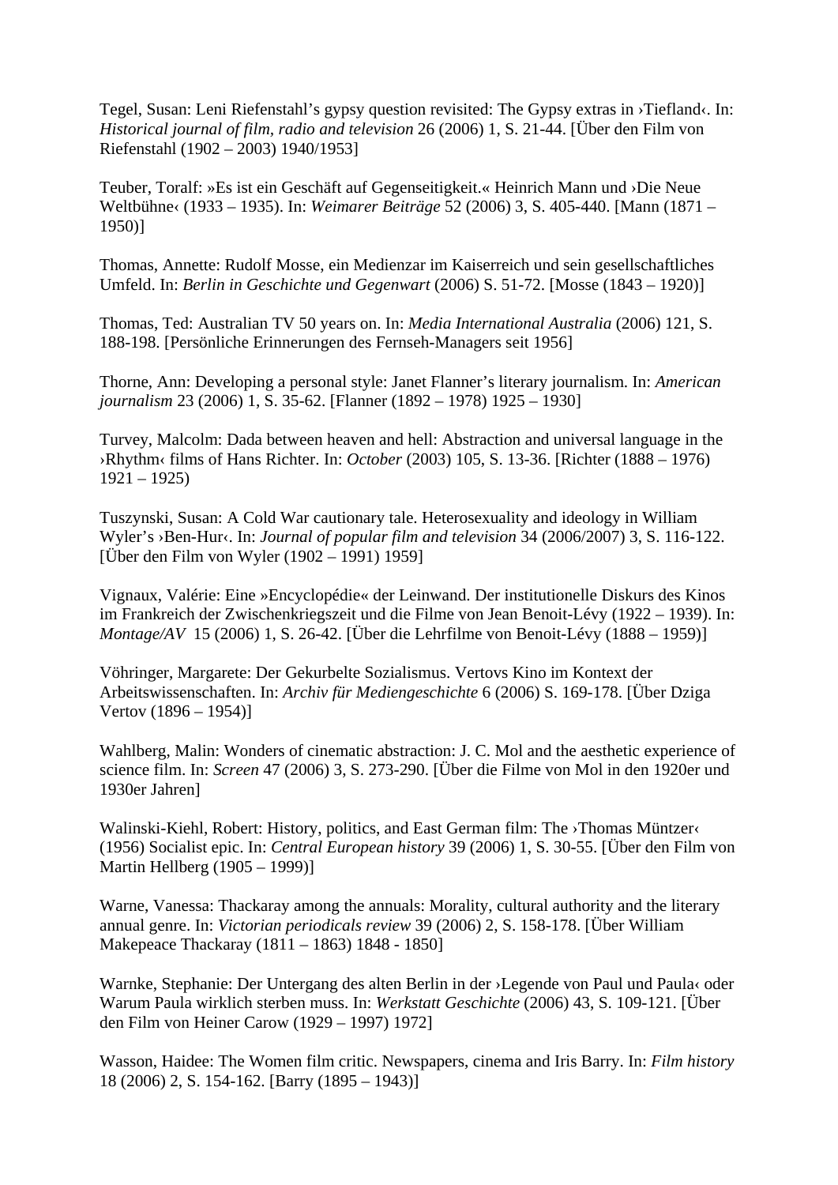Tegel, Susan: Leni Riefenstahl's gypsy question revisited: The Gypsy extras in ›Tiefland‹. In: *Historical journal of film, radio and television* 26 (2006) 1, S. 21-44. [Über den Film von Riefenstahl (1902 – 2003) 1940/1953]

Teuber, Toralf: »Es ist ein Geschäft auf Gegenseitigkeit.« Heinrich Mann und ›Die Neue Weltbühne‹ (1933 – 1935). In: *Weimarer Beiträge* 52 (2006) 3, S. 405-440. [Mann (1871 – 1950)]

Thomas, Annette: Rudolf Mosse, ein Medienzar im Kaiserreich und sein gesellschaftliches Umfeld. In: *Berlin in Geschichte und Gegenwart* (2006) S. 51-72. [Mosse (1843 – 1920)]

Thomas, Ted: Australian TV 50 years on. In: *Media International Australia* (2006) 121, S. 188-198. [Persönliche Erinnerungen des Fernseh-Managers seit 1956]

Thorne, Ann: Developing a personal style: Janet Flanner's literary journalism. In: *American journalism* 23 (2006) 1, S. 35-62. [Flanner (1892 – 1978) 1925 – 1930]

Turvey, Malcolm: Dada between heaven and hell: Abstraction and universal language in the ›Rhythm‹ films of Hans Richter. In: *October* (2003) 105, S. 13-36. [Richter (1888 – 1976) 1921 – 1925)

Tuszynski, Susan: A Cold War cautionary tale. Heterosexuality and ideology in William Wyler's ›Ben-Hur‹. In: *Journal of popular film and television* 34 (2006/2007) 3, S. 116-122. [Über den Film von Wyler (1902 – 1991) 1959]

Vignaux, Valérie: Eine »Encyclopédie« der Leinwand. Der institutionelle Diskurs des Kinos im Frankreich der Zwischenkriegszeit und die Filme von Jean Benoit-Lévy (1922 – 1939). In: *Montage/AV* 15 (2006) 1, S. 26-42. [Über die Lehrfilme von Benoit-Lévy (1888 – 1959)]

Vöhringer, Margarete: Der Gekurbelte Sozialismus. Vertovs Kino im Kontext der Arbeitswissenschaften. In: *Archiv für Mediengeschichte* 6 (2006) S. 169-178. [Über Dziga Vertov (1896 – 1954)]

Wahlberg, Malin: Wonders of cinematic abstraction: J. C. Mol and the aesthetic experience of science film. In: *Screen* 47 (2006) 3, S. 273-290. [Über die Filme von Mol in den 1920er und 1930er Jahren]

Walinski-Kiehl, Robert: History, politics, and East German film: The ›Thomas Müntzer‹ (1956) Socialist epic. In: *Central European history* 39 (2006) 1, S. 30-55. [Über den Film von Martin Hellberg (1905 – 1999)]

Warne, Vanessa: Thackaray among the annuals: Morality, cultural authority and the literary annual genre. In: *Victorian periodicals review* 39 (2006) 2, S. 158-178. [Über William Makepeace Thackaray (1811 – 1863) 1848 - 1850]

Warnke, Stephanie: Der Untergang des alten Berlin in der ›Legende von Paul und Paula‹ oder Warum Paula wirklich sterben muss. In: *Werkstatt Geschichte* (2006) 43, S. 109-121. [Über den Film von Heiner Carow (1929 – 1997) 1972]

Wasson, Haidee: The Women film critic. Newspapers, cinema and Iris Barry. In: *Film history* 18 (2006) 2, S. 154-162. [Barry (1895 – 1943)]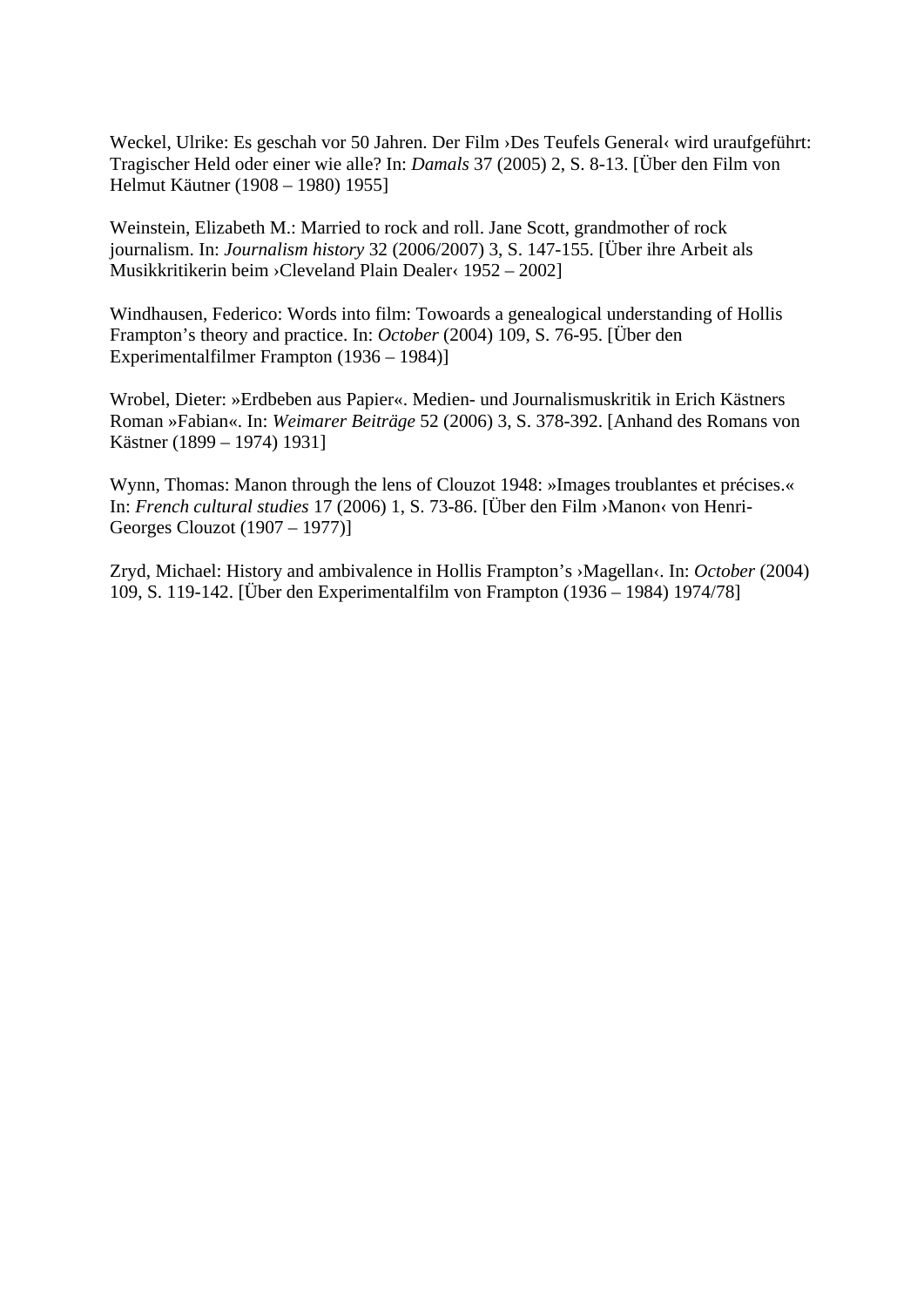Weckel, Ulrike: Es geschah vor 50 Jahren. Der Film ›Des Teufels General‹ wird uraufgeführt: Tragischer Held oder einer wie alle? In: *Damals* 37 (2005) 2, S. 8-13. [Über den Film von Helmut Käutner (1908 – 1980) 1955]

Weinstein, Elizabeth M.: Married to rock and roll. Jane Scott, grandmother of rock journalism. In: *Journalism history* 32 (2006/2007) 3, S. 147-155. [Über ihre Arbeit als Musikkritikerin beim ›Cleveland Plain Dealer‹ 1952 – 2002]

Windhausen, Federico: Words into film: Towoards a genealogical understanding of Hollis Frampton's theory and practice. In: *October* (2004) 109, S. 76-95. [Über den Experimentalfilmer Frampton (1936 – 1984)]

Wrobel, Dieter: »Erdbeben aus Papier«. Medien- und Journalismuskritik in Erich Kästners Roman »Fabian«. In: *Weimarer Beiträge* 52 (2006) 3, S. 378-392. [Anhand des Romans von Kästner (1899 – 1974) 1931]

Wynn, Thomas: Manon through the lens of Clouzot 1948: »Images troublantes et précises.« In: *French cultural studies* 17 (2006) 1, S. 73-86. [Über den Film ›Manon‹ von Henri-Georges Clouzot (1907 – 1977)]

Zryd, Michael: History and ambivalence in Hollis Frampton's ›Magellan‹. In: *October* (2004) 109, S. 119-142. [Über den Experimentalfilm von Frampton (1936 – 1984) 1974/78]